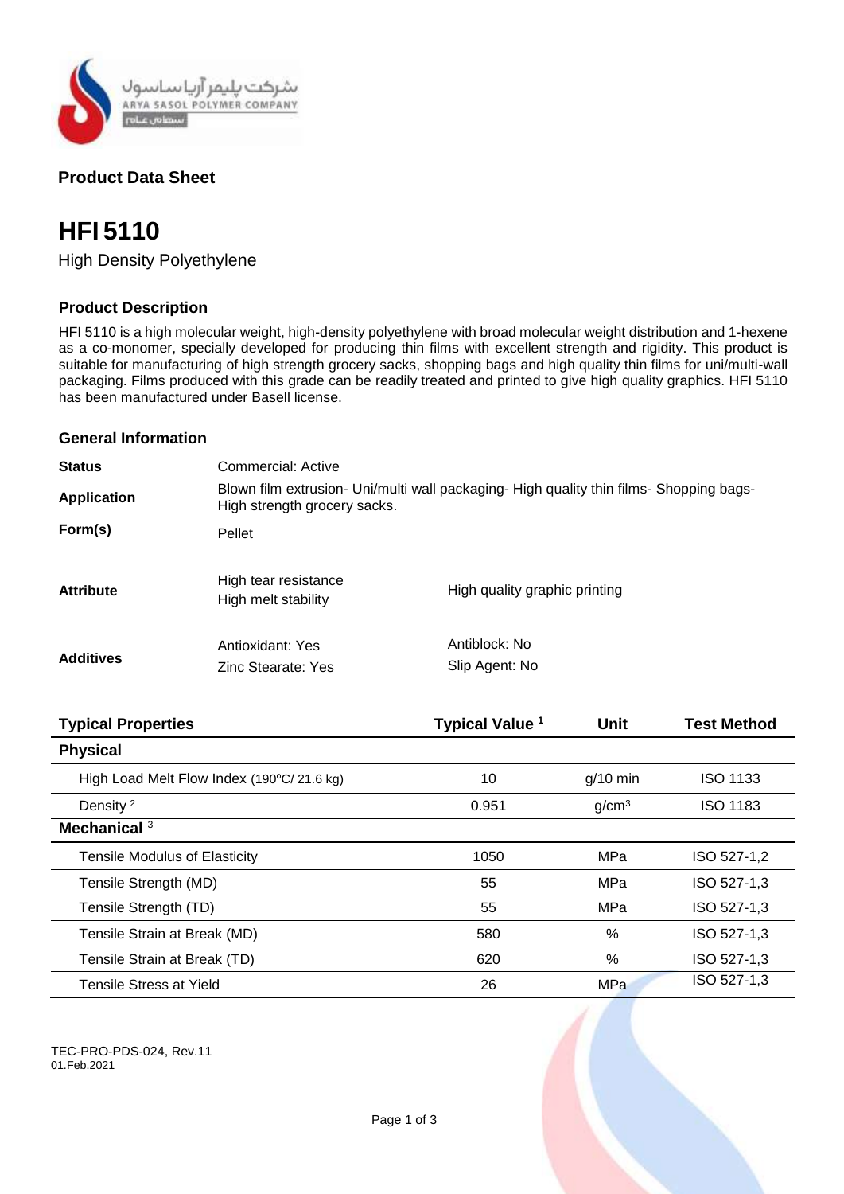شرکت پلیمر آریاساسول
ARYA SASOL POLYMER COMPANY
سهامی عام

## Product Data Sheet

# HFI 5110

High Density Polyethylene

### Product Description

HFI 5110 is a high molecular weight, high-density polyethylene with broad molecular weight distribution and 1-hexene as a co-monomer, specially developed for producing thin films with excellent strength and rigidity. This product is suitable for manufacturing of high strength grocery sacks, shopping bags and high quality thin films for uni/multi-wall packaging. Films produced with this grade can be readily treated and printed to give high quality graphics. HFI 5110 has been manufactured under Basell license.

### General Information

| | | |
|---|---|---|
| **Status** | Commercial: Active | |
| **Application** | Blown film extrusion- Uni/multi wall packaging- High quality thin films- Shopping bags- High strength grocery sacks. | |
| **Form(s)** | Pellet | |
| **Attribute** | High tear resistance<br>High melt stability | High quality graphic printing |
| **Additives** | Antioxidant: Yes<br>Zinc Stearate: Yes | Antiblock: No<br>Slip Agent: No |

| Typical Properties | Typical Value [1] | Unit | Test Method |
|---|---|---|---|
| **Physical** | | | |
| High Load Melt Flow Index (190ºC/ 21.6 kg) | 10 | g/10 min | ISO 1133 |
| Density [2] | 0.951 | g/cm³ | ISO 1183 |
| **Mechanical** [3] | | | |
| Tensile Modulus of Elasticity | 1050 | MPa | ISO 527-1,2 |
| Tensile Strength (MD) | 55 | MPa | ISO 527-1,3 |
| Tensile Strength (TD) | 55 | MPa | ISO 527-1,3 |
| Tensile Strain at Break (MD) | 580 | % | ISO 527-1,3 |
| Tensile Strain at Break (TD) | 620 | % | ISO 527-1,3 |
| Tensile Stress at Yield | 26 | MPa | ISO 527-1,3 |

TEC-PRO-PDS-024, Rev.11
01.Feb.2021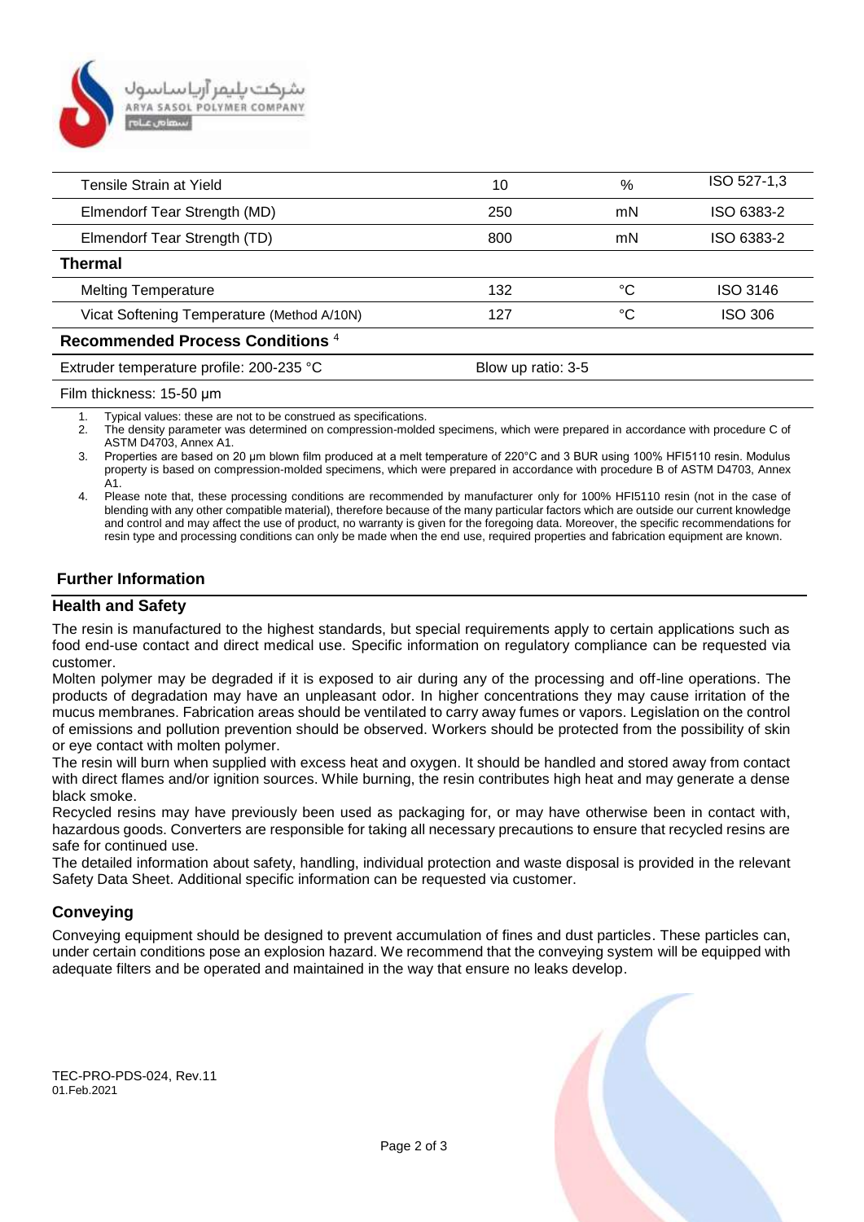| | | | |
|---|---|---|---|
| Tensile Strain at Yield | 10 | % | ISO 527-1,3 |
| Elmendorf Tear Strength (MD) | 250 | mN | ISO 6383-2 |
| Elmendorf Tear Strength (TD) | 800 | mN | ISO 6383-2 |
| **Thermal** | | | |
| Melting Temperature | 132 | °C | ISO 3146 |
| Vicat Softening Temperature (Method A/10N) | 127 | °C | ISO 306 |
| **Recommended Process Conditions** [4] | | | |
| Extruder temperature profile: 200-235 °C | Blow up ratio: 3-5 | | |
| Film thickness: 15-50 µm | | | |

1. Typical values: these are not to be construed as specifications.
2. The density parameter was determined on compression-molded specimens, which were prepared in accordance with procedure C of ASTM D4703, Annex A1.
3. Properties are based on 20 µm blown film produced at a melt temperature of 220°C and 3 BUR using 100% HFI5110 resin. Modulus property is based on compression-molded specimens, which were prepared in accordance with procedure B of ASTM D4703, Annex A1.
4. Please note that, these processing conditions are recommended by manufacturer only for 100% HFI5110 resin (not in the case of blending with any other compatible material), therefore because of the many particular factors which are outside our current knowledge and control and may affect the use of product, no warranty is given for the foregoing data. Moreover, the specific recommendations for resin type and processing conditions can only be made when the end use, required properties and fabrication equipment are known.

## Further Information

### Health and Safety

The resin is manufactured to the highest standards, but special requirements apply to certain applications such as food end-use contact and direct medical use. Specific information on regulatory compliance can be requested via customer.

Molten polymer may be degraded if it is exposed to air during any of the processing and off-line operations. The products of degradation may have an unpleasant odor. In higher concentrations they may cause irritation of the mucus membranes. Fabrication areas should be ventilated to carry away fumes or vapors. Legislation on the control of emissions and pollution prevention should be observed. Workers should be protected from the possibility of skin or eye contact with molten polymer.

The resin will burn when supplied with excess heat and oxygen. It should be handled and stored away from contact with direct flames and/or ignition sources. While burning, the resin contributes high heat and may generate a dense black smoke.

Recycled resins may have previously been used as packaging for, or may have otherwise been in contact with, hazardous goods. Converters are responsible for taking all necessary precautions to ensure that recycled resins are safe for continued use.

The detailed information about safety, handling, individual protection and waste disposal is provided in the relevant Safety Data Sheet. Additional specific information can be requested via customer.

### Conveying

Conveying equipment should be designed to prevent accumulation of fines and dust particles. These particles can, under certain conditions pose an explosion hazard. We recommend that the conveying system will be equipped with adequate filters and be operated and maintained in the way that ensure no leaks develop.

TEC-PRO-PDS-024, Rev.11
01.Feb.2021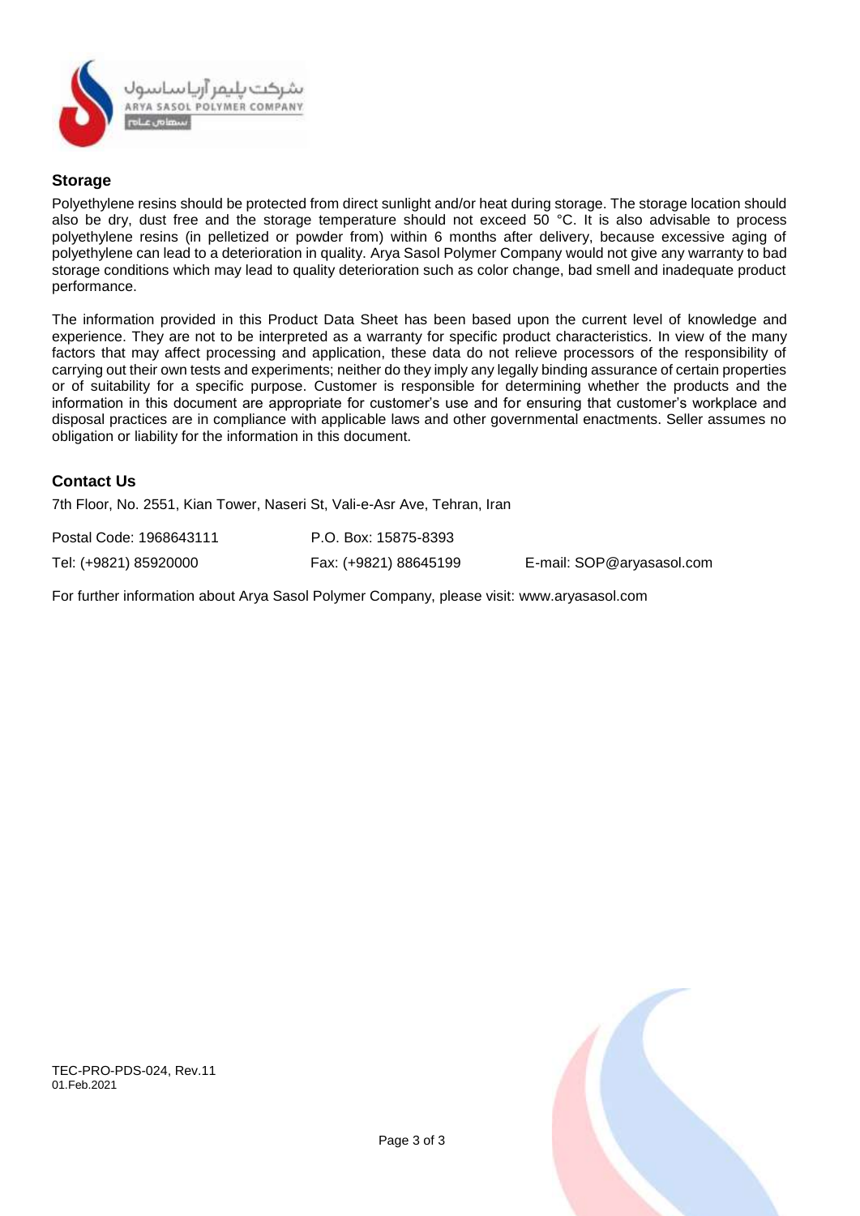## Storage

Polyethylene resins should be protected from direct sunlight and/or heat during storage. The storage location should also be dry, dust free and the storage temperature should not exceed 50 °C. It is also advisable to process polyethylene resins (in pelletized or powder from) within 6 months after delivery, because excessive aging of polyethylene can lead to a deterioration in quality. Arya Sasol Polymer Company would not give any warranty to bad storage conditions which may lead to quality deterioration such as color change, bad smell and inadequate product performance.

The information provided in this Product Data Sheet has been based upon the current level of knowledge and experience. They are not to be interpreted as a warranty for specific product characteristics. In view of the many factors that may affect processing and application, these data do not relieve processors of the responsibility of carrying out their own tests and experiments; neither do they imply any legally binding assurance of certain properties or of suitability for a specific purpose. Customer is responsible for determining whether the products and the information in this document are appropriate for customer's use and for ensuring that customer's workplace and disposal practices are in compliance with applicable laws and other governmental enactments. Seller assumes no obligation or liability for the information in this document.

## Contact Us

7th Floor, No. 2551, Kian Tower, Naseri St, Vali-e-Asr Ave, Tehran, Iran

| | | |
|---|---|---|
| Postal Code: 1968643111 | P.O. Box: 15875-8393 | |
| Tel: (+9821) 85920000 | Fax: (+9821) 88645199 | E-mail: SOP@aryasasol.com |

For further information about Arya Sasol Polymer Company, please visit: www.aryasasol.com

TEC-PRO-PDS-024, Rev.11
01.Feb.2021